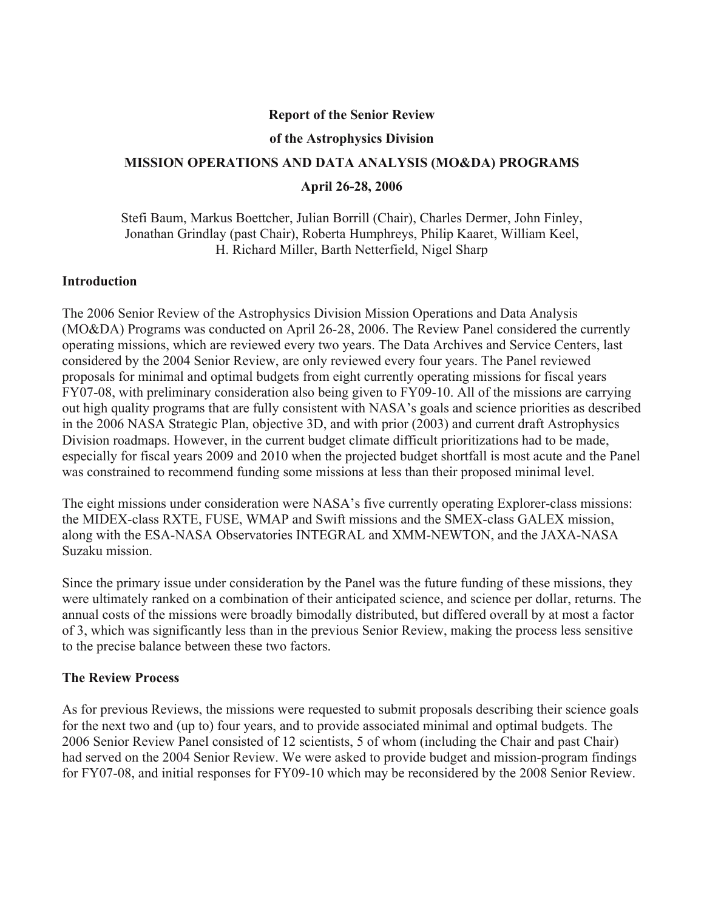**Report of the Senior Review**

**of the Astrophysics Division**

**MISSION OPERATIONS AND DATA ANALYSIS (MO&DA) PROGRAMS**

**April 26-28, 2006**

Stefi Baum, Markus Boettcher, Julian Borrill (Chair), Charles Dermer, John Finley, Jonathan Grindlay (past Chair), Roberta Humphreys, Philip Kaaret, William Keel, H. Richard Miller, Barth Netterfield, Nigel Sharp

## Introduction

The 2006 Senior Review of the Astrophysics Division Mission Operations and Data Analysis (MO&DA) Programs was conducted on April 26-28, 2006. The Review Panel considered the currently operating missions, which are reviewed every two years. The Data Archives and Service Centers, last considered by the 2004 Senior Review, are only reviewed every four years. The Panel reviewed proposals for minimal and optimal budgets from eight currently operating missions for fiscal years FY07-08, with preliminary consideration also being given to FY09-10. All of the missions are carrying out high quality programs that are fully consistent with NASA's goals and science priorities as described in the 2006 NASA Strategic Plan, objective 3D, and with prior (2003) and current draft Astrophysics Division roadmaps. However, in the current budget climate difficult prioritizations had to be made, especially for fiscal years 2009 and 2010 when the projected budget shortfall is most acute and the Panel was constrained to recommend funding some missions at less than their proposed minimal level.

The eight missions under consideration were NASA's five currently operating Explorer-class missions: the MIDEX-class RXTE, FUSE, WMAP and Swift missions and the SMEX-class GALEX mission, along with the ESA-NASA Observatories INTEGRAL and XMM-NEWTON, and the JAXA-NASA Suzaku mission.

Since the primary issue under consideration by the Panel was the future funding of these missions, they were ultimately ranked on a combination of their anticipated science, and science per dollar, returns. The annual costs of the missions were broadly bimodally distributed, but differed overall by at most a factor of 3, which was significantly less than in the previous Senior Review, making the process less sensitive to the precise balance between these two factors.

## The Review Process

As for previous Reviews, the missions were requested to submit proposals describing their science goals for the next two and (up to) four years, and to provide associated minimal and optimal budgets. The 2006 Senior Review Panel consisted of 12 scientists, 5 of whom (including the Chair and past Chair) had served on the 2004 Senior Review. We were asked to provide budget and mission-program findings for FY07-08, and initial responses for FY09-10 which may be reconsidered by the 2008 Senior Review.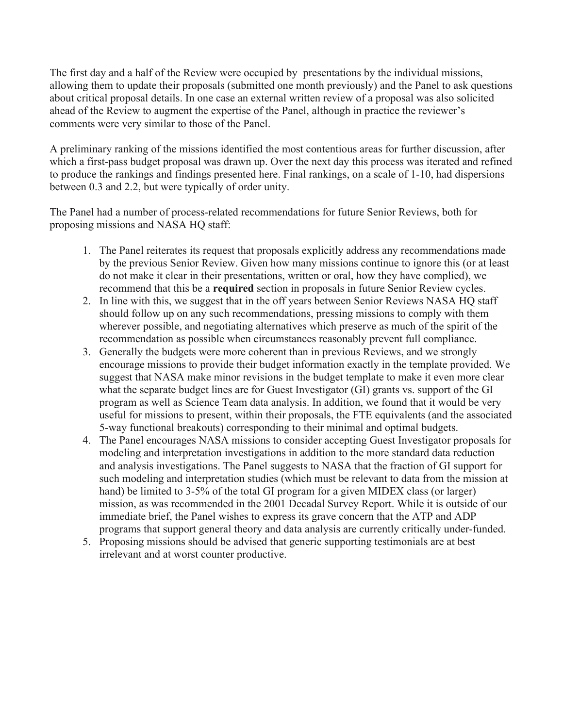The first day and a half of the Review were occupied by presentations by the individual missions, allowing them to update their proposals (submitted one month previously) and the Panel to ask questions about critical proposal details. In one case an external written review of a proposal was also solicited ahead of the Review to augment the expertise of the Panel, although in practice the reviewer's comments were very similar to those of the Panel.

A preliminary ranking of the missions identified the most contentious areas for further discussion, after which a first-pass budget proposal was drawn up. Over the next day this process was iterated and refined to produce the rankings and findings presented here. Final rankings, on a scale of 1-10, had dispersions between 0.3 and 2.2, but were typically of order unity.

The Panel had a number of process-related recommendations for future Senior Reviews, both for proposing missions and NASA HQ staff:

1. The Panel reiterates its request that proposals explicitly address any recommendations made by the previous Senior Review. Given how many missions continue to ignore this (or at least do not make it clear in their presentations, written or oral, how they have complied), we recommend that this be a **required** section in proposals in future Senior Review cycles.
2. In line with this, we suggest that in the off years between Senior Reviews NASA HQ staff should follow up on any such recommendations, pressing missions to comply with them wherever possible, and negotiating alternatives which preserve as much of the spirit of the recommendation as possible when circumstances reasonably prevent full compliance.
3. Generally the budgets were more coherent than in previous Reviews, and we strongly encourage missions to provide their budget information exactly in the template provided. We suggest that NASA make minor revisions in the budget template to make it even more clear what the separate budget lines are for Guest Investigator (GI) grants vs. support of the GI program as well as Science Team data analysis. In addition, we found that it would be very useful for missions to present, within their proposals, the FTE equivalents (and the associated 5-way functional breakouts) corresponding to their minimal and optimal budgets.
4. The Panel encourages NASA missions to consider accepting Guest Investigator proposals for modeling and interpretation investigations in addition to the more standard data reduction and analysis investigations. The Panel suggests to NASA that the fraction of GI support for such modeling and interpretation studies (which must be relevant to data from the mission at hand) be limited to 3-5% of the total GI program for a given MIDEX class (or larger) mission, as was recommended in the 2001 Decadal Survey Report. While it is outside of our immediate brief, the Panel wishes to express its grave concern that the ATP and ADP programs that support general theory and data analysis are currently critically under-funded.
5. Proposing missions should be advised that generic supporting testimonials are at best irrelevant and at worst counter productive.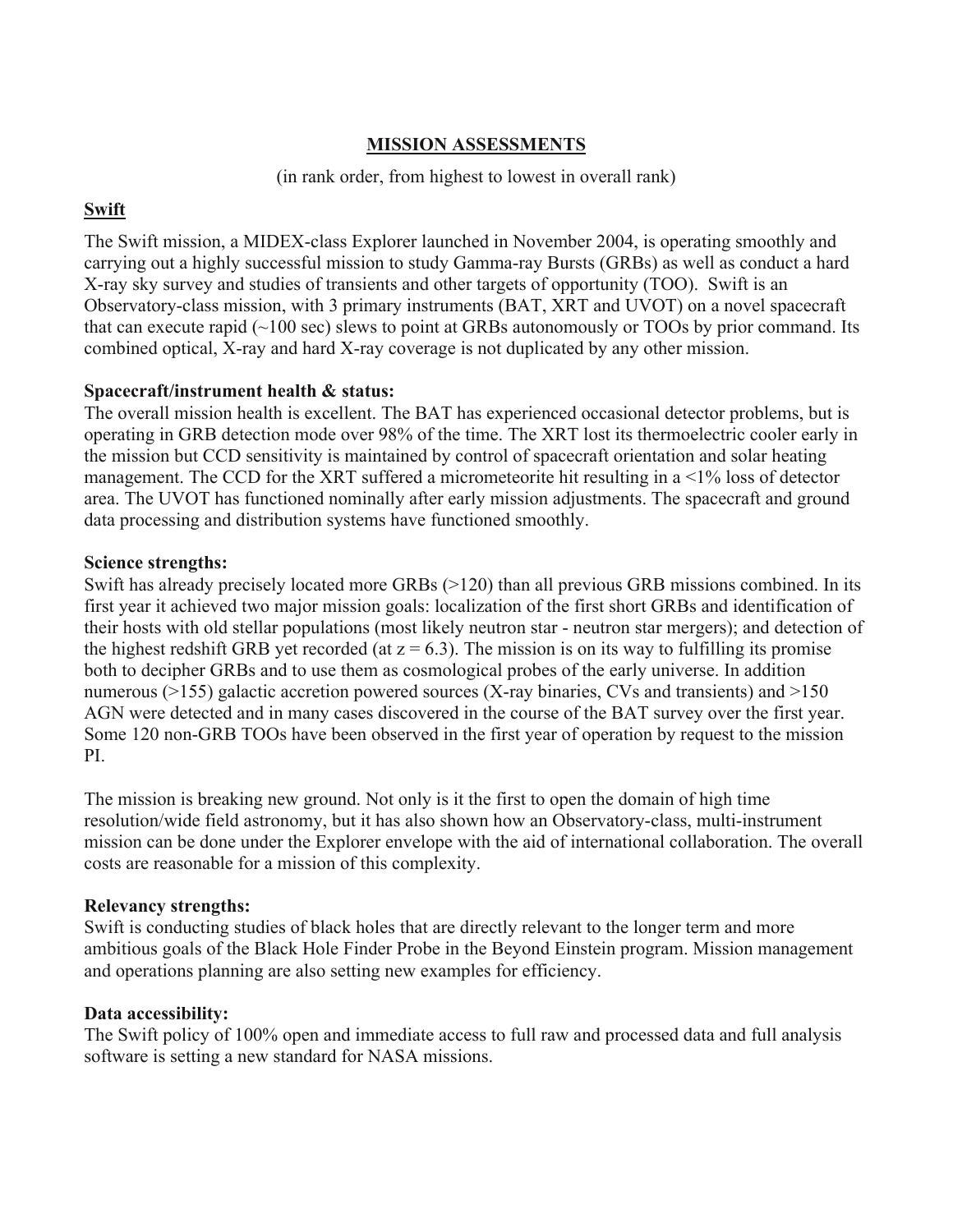# MISSION ASSESSMENTS

(in rank order, from highest to lowest in overall rank)

## Swift

The Swift mission, a MIDEX-class Explorer launched in November 2004, is operating smoothly and carrying out a highly successful mission to study Gamma-ray Bursts (GRBs) as well as conduct a hard X-ray sky survey and studies of transients and other targets of opportunity (TOO). Swift is an Observatory-class mission, with 3 primary instruments (BAT, XRT and UVOT) on a novel spacecraft that can execute rapid (~100 sec) slews to point at GRBs autonomously or TOOs by prior command. Its combined optical, X-ray and hard X-ray coverage is not duplicated by any other mission.

**Spacecraft/instrument health & status:**
The overall mission health is excellent. The BAT has experienced occasional detector problems, but is operating in GRB detection mode over 98% of the time. The XRT lost its thermoelectric cooler early in the mission but CCD sensitivity is maintained by control of spacecraft orientation and solar heating management. The CCD for the XRT suffered a micrometeorite hit resulting in a <1% loss of detector area. The UVOT has functioned nominally after early mission adjustments. The spacecraft and ground data processing and distribution systems have functioned smoothly.

**Science strengths:**
Swift has already precisely located more GRBs (>120) than all previous GRB missions combined. In its first year it achieved two major mission goals: localization of the first short GRBs and identification of their hosts with old stellar populations (most likely neutron star - neutron star mergers); and detection of the highest redshift GRB yet recorded (at $z = 6.3$). The mission is on its way to fulfilling its promise both to decipher GRBs and to use them as cosmological probes of the early universe. In addition numerous (>155) galactic accretion powered sources (X-ray binaries, CVs and transients) and >150 AGN were detected and in many cases discovered in the course of the BAT survey over the first year. Some 120 non-GRB TOOs have been observed in the first year of operation by request to the mission PI.

The mission is breaking new ground. Not only is it the first to open the domain of high time resolution/wide field astronomy, but it has also shown how an Observatory-class, multi-instrument mission can be done under the Explorer envelope with the aid of international collaboration. The overall costs are reasonable for a mission of this complexity.

**Relevancy strengths:**
Swift is conducting studies of black holes that are directly relevant to the longer term and more ambitious goals of the Black Hole Finder Probe in the Beyond Einstein program. Mission management and operations planning are also setting new examples for efficiency.

**Data accessibility:**
The Swift policy of 100% open and immediate access to full raw and processed data and full analysis software is setting a new standard for NASA missions.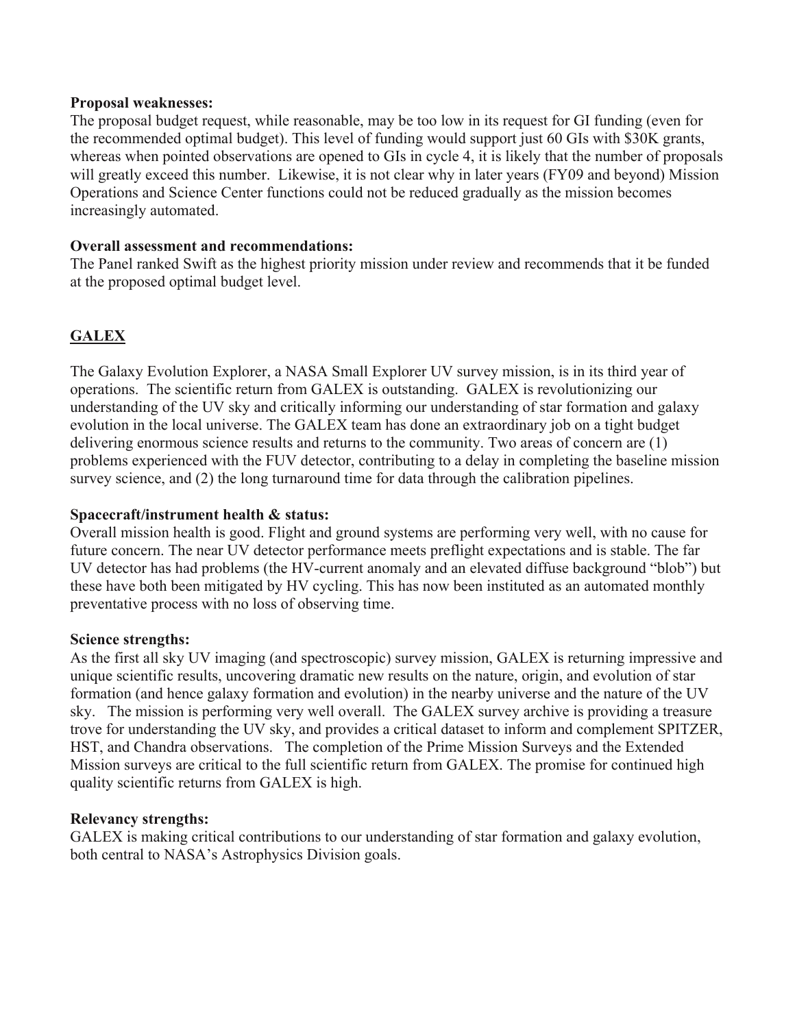**Proposal weaknesses:**
The proposal budget request, while reasonable, may be too low in its request for GI funding (even for the recommended optimal budget). This level of funding would support just 60 GIs with $30K grants, whereas when pointed observations are opened to GIs in cycle 4, it is likely that the number of proposals will greatly exceed this number. Likewise, it is not clear why in later years (FY09 and beyond) Mission Operations and Science Center functions could not be reduced gradually as the mission becomes increasingly automated.

**Overall assessment and recommendations:**
The Panel ranked Swift as the highest priority mission under review and recommends that it be funded at the proposed optimal budget level.

## GALEX

The Galaxy Evolution Explorer, a NASA Small Explorer UV survey mission, is in its third year of operations. The scientific return from GALEX is outstanding. GALEX is revolutionizing our understanding of the UV sky and critically informing our understanding of star formation and galaxy evolution in the local universe. The GALEX team has done an extraordinary job on a tight budget delivering enormous science results and returns to the community. Two areas of concern are (1) problems experienced with the FUV detector, contributing to a delay in completing the baseline mission survey science, and (2) the long turnaround time for data through the calibration pipelines.

**Spacecraft/instrument health & status:**
Overall mission health is good. Flight and ground systems are performing very well, with no cause for future concern. The near UV detector performance meets preflight expectations and is stable. The far UV detector has had problems (the HV-current anomaly and an elevated diffuse background "blob") but these have both been mitigated by HV cycling. This has now been instituted as an automated monthly preventative process with no loss of observing time.

**Science strengths:**
As the first all sky UV imaging (and spectroscopic) survey mission, GALEX is returning impressive and unique scientific results, uncovering dramatic new results on the nature, origin, and evolution of star formation (and hence galaxy formation and evolution) in the nearby universe and the nature of the UV sky. The mission is performing very well overall. The GALEX survey archive is providing a treasure trove for understanding the UV sky, and provides a critical dataset to inform and complement SPITZER, HST, and Chandra observations. The completion of the Prime Mission Surveys and the Extended Mission surveys are critical to the full scientific return from GALEX. The promise for continued high quality scientific returns from GALEX is high.

**Relevancy strengths:**
GALEX is making critical contributions to our understanding of star formation and galaxy evolution, both central to NASA's Astrophysics Division goals.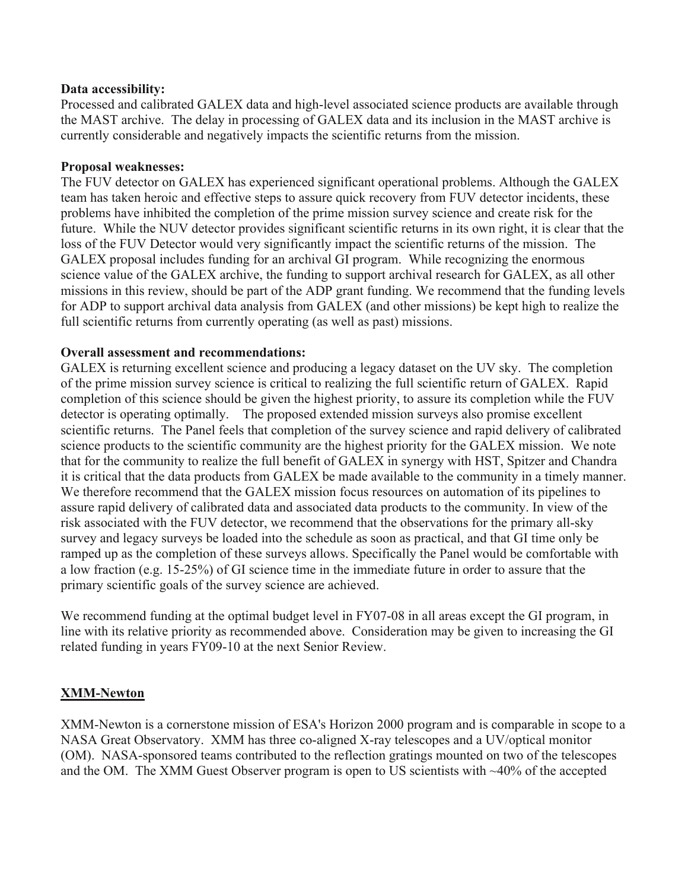**Data accessibility:**
Processed and calibrated GALEX data and high-level associated science products are available through the MAST archive. The delay in processing of GALEX data and its inclusion in the MAST archive is currently considerable and negatively impacts the scientific returns from the mission.

**Proposal weaknesses:**
The FUV detector on GALEX has experienced significant operational problems. Although the GALEX team has taken heroic and effective steps to assure quick recovery from FUV detector incidents, these problems have inhibited the completion of the prime mission survey science and create risk for the future. While the NUV detector provides significant scientific returns in its own right, it is clear that the loss of the FUV Detector would very significantly impact the scientific returns of the mission. The GALEX proposal includes funding for an archival GI program. While recognizing the enormous science value of the GALEX archive, the funding to support archival research for GALEX, as all other missions in this review, should be part of the ADP grant funding. We recommend that the funding levels for ADP to support archival data analysis from GALEX (and other missions) be kept high to realize the full scientific returns from currently operating (as well as past) missions.

**Overall assessment and recommendations:**
GALEX is returning excellent science and producing a legacy dataset on the UV sky. The completion of the prime mission survey science is critical to realizing the full scientific return of GALEX. Rapid completion of this science should be given the highest priority, to assure its completion while the FUV detector is operating optimally. The proposed extended mission surveys also promise excellent scientific returns. The Panel feels that completion of the survey science and rapid delivery of calibrated science products to the scientific community are the highest priority for the GALEX mission. We note that for the community to realize the full benefit of GALEX in synergy with HST, Spitzer and Chandra it is critical that the data products from GALEX be made available to the community in a timely manner. We therefore recommend that the GALEX mission focus resources on automation of its pipelines to assure rapid delivery of calibrated data and associated data products to the community. In view of the risk associated with the FUV detector, we recommend that the observations for the primary all-sky survey and legacy surveys be loaded into the schedule as soon as practical, and that GI time only be ramped up as the completion of these surveys allows. Specifically the Panel would be comfortable with a low fraction (e.g. 15-25%) of GI science time in the immediate future in order to assure that the primary scientific goals of the survey science are achieved.

We recommend funding at the optimal budget level in FY07-08 in all areas except the GI program, in line with its relative priority as recommended above. Consideration may be given to increasing the GI related funding in years FY09-10 at the next Senior Review.

## XMM-Newton

XMM-Newton is a cornerstone mission of ESA's Horizon 2000 program and is comparable in scope to a NASA Great Observatory. XMM has three co-aligned X-ray telescopes and a UV/optical monitor (OM). NASA-sponsored teams contributed to the reflection gratings mounted on two of the telescopes and the OM. The XMM Guest Observer program is open to US scientists with ~40% of the accepted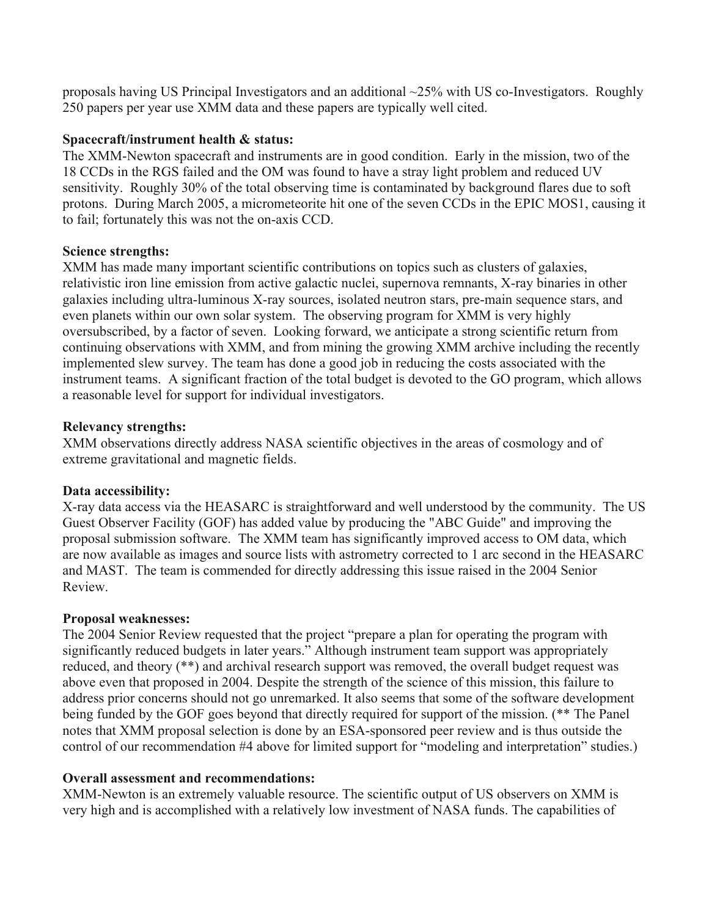proposals having US Principal Investigators and an additional ~25% with US co-Investigators. Roughly 250 papers per year use XMM data and these papers are typically well cited.

**Spacecraft/instrument health & status:**
The XMM-Newton spacecraft and instruments are in good condition. Early in the mission, two of the 18 CCDs in the RGS failed and the OM was found to have a stray light problem and reduced UV sensitivity. Roughly 30% of the total observing time is contaminated by background flares due to soft protons. During March 2005, a micrometeorite hit one of the seven CCDs in the EPIC MOS1, causing it to fail; fortunately this was not the on-axis CCD.

**Science strengths:**
XMM has made many important scientific contributions on topics such as clusters of galaxies, relativistic iron line emission from active galactic nuclei, supernova remnants, X-ray binaries in other galaxies including ultra-luminous X-ray sources, isolated neutron stars, pre-main sequence stars, and even planets within our own solar system. The observing program for XMM is very highly oversubscribed, by a factor of seven. Looking forward, we anticipate a strong scientific return from continuing observations with XMM, and from mining the growing XMM archive including the recently implemented slew survey. The team has done a good job in reducing the costs associated with the instrument teams. A significant fraction of the total budget is devoted to the GO program, which allows a reasonable level for support for individual investigators.

**Relevancy strengths:**
XMM observations directly address NASA scientific objectives in the areas of cosmology and of extreme gravitational and magnetic fields.

**Data accessibility:**
X-ray data access via the HEASARC is straightforward and well understood by the community. The US Guest Observer Facility (GOF) has added value by producing the "ABC Guide" and improving the proposal submission software. The XMM team has significantly improved access to OM data, which are now available as images and source lists with astrometry corrected to 1 arc second in the HEASARC and MAST. The team is commended for directly addressing this issue raised in the 2004 Senior Review.

**Proposal weaknesses:**
The 2004 Senior Review requested that the project "prepare a plan for operating the program with significantly reduced budgets in later years." Although instrument team support was appropriately reduced, and theory (**) and archival research support was removed, the overall budget request was above even that proposed in 2004. Despite the strength of the science of this mission, this failure to address prior concerns should not go unremarked. It also seems that some of the software development being funded by the GOF goes beyond that directly required for support of the mission. (** The Panel notes that XMM proposal selection is done by an ESA-sponsored peer review and is thus outside the control of our recommendation #4 above for limited support for "modeling and interpretation" studies.)

**Overall assessment and recommendations:**
XMM-Newton is an extremely valuable resource. The scientific output of US observers on XMM is very high and is accomplished with a relatively low investment of NASA funds. The capabilities of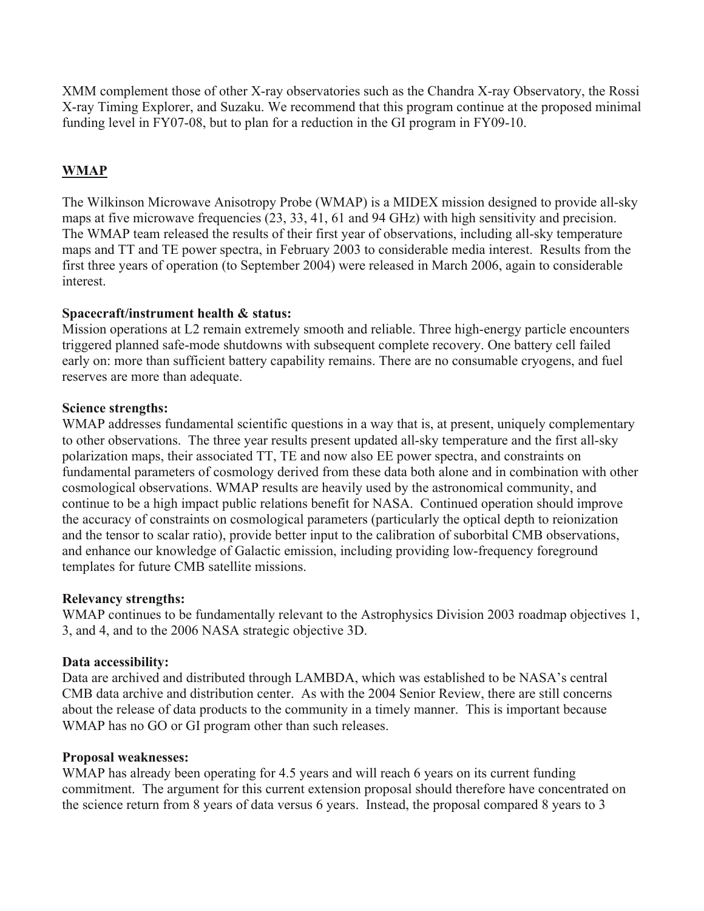XMM complement those of other X-ray observatories such as the Chandra X-ray Observatory, the Rossi X-ray Timing Explorer, and Suzaku. We recommend that this program continue at the proposed minimal funding level in FY07-08, but to plan for a reduction in the GI program in FY09-10.

## WMAP

The Wilkinson Microwave Anisotropy Probe (WMAP) is a MIDEX mission designed to provide all-sky maps at five microwave frequencies (23, 33, 41, 61 and 94 GHz) with high sensitivity and precision. The WMAP team released the results of their first year of observations, including all-sky temperature maps and TT and TE power spectra, in February 2003 to considerable media interest. Results from the first three years of operation (to September 2004) were released in March 2006, again to considerable interest.

**Spacecraft/instrument health & status:**
Mission operations at L2 remain extremely smooth and reliable. Three high-energy particle encounters triggered planned safe-mode shutdowns with subsequent complete recovery. One battery cell failed early on: more than sufficient battery capability remains. There are no consumable cryogens, and fuel reserves are more than adequate.

**Science strengths:**
WMAP addresses fundamental scientific questions in a way that is, at present, uniquely complementary to other observations. The three year results present updated all-sky temperature and the first all-sky polarization maps, their associated TT, TE and now also EE power spectra, and constraints on fundamental parameters of cosmology derived from these data both alone and in combination with other cosmological observations. WMAP results are heavily used by the astronomical community, and continue to be a high impact public relations benefit for NASA. Continued operation should improve the accuracy of constraints on cosmological parameters (particularly the optical depth to reionization and the tensor to scalar ratio), provide better input to the calibration of suborbital CMB observations, and enhance our knowledge of Galactic emission, including providing low-frequency foreground templates for future CMB satellite missions.

**Relevancy strengths:**
WMAP continues to be fundamentally relevant to the Astrophysics Division 2003 roadmap objectives 1, 3, and 4, and to the 2006 NASA strategic objective 3D.

**Data accessibility:**
Data are archived and distributed through LAMBDA, which was established to be NASA's central CMB data archive and distribution center. As with the 2004 Senior Review, there are still concerns about the release of data products to the community in a timely manner. This is important because WMAP has no GO or GI program other than such releases.

**Proposal weaknesses:**
WMAP has already been operating for 4.5 years and will reach 6 years on its current funding commitment. The argument for this current extension proposal should therefore have concentrated on the science return from 8 years of data versus 6 years. Instead, the proposal compared 8 years to 3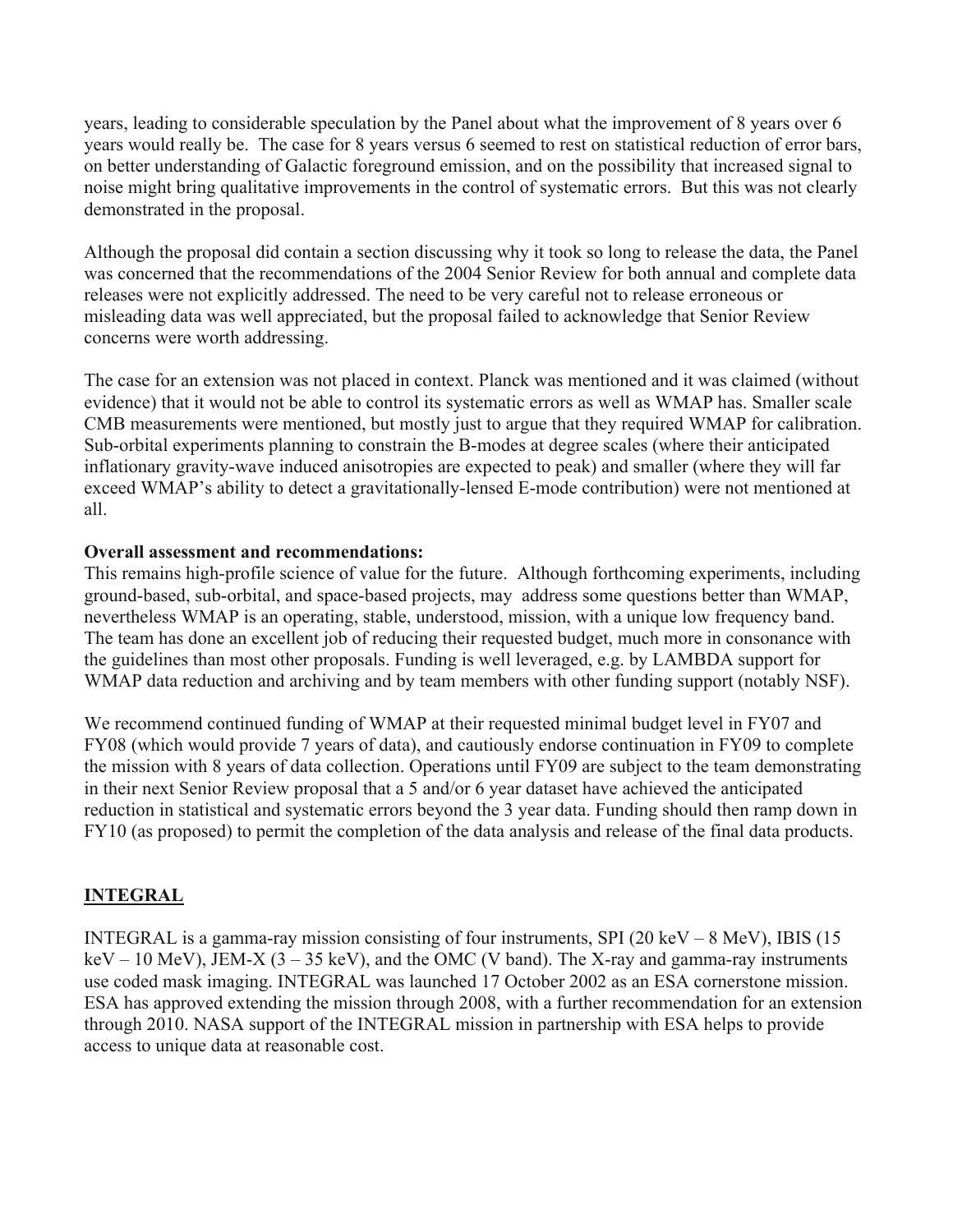years, leading to considerable speculation by the Panel about what the improvement of 8 years over 6 years would really be. The case for 8 years versus 6 seemed to rest on statistical reduction of error bars, on better understanding of Galactic foreground emission, and on the possibility that increased signal to noise might bring qualitative improvements in the control of systematic errors. But this was not clearly demonstrated in the proposal.

Although the proposal did contain a section discussing why it took so long to release the data, the Panel was concerned that the recommendations of the 2004 Senior Review for both annual and complete data releases were not explicitly addressed. The need to be very careful not to release erroneous or misleading data was well appreciated, but the proposal failed to acknowledge that Senior Review concerns were worth addressing.

The case for an extension was not placed in context. Planck was mentioned and it was claimed (without evidence) that it would not be able to control its systematic errors as well as WMAP has. Smaller scale CMB measurements were mentioned, but mostly just to argue that they required WMAP for calibration. Sub-orbital experiments planning to constrain the B-modes at degree scales (where their anticipated inflationary gravity-wave induced anisotropies are expected to peak) and smaller (where they will far exceed WMAP's ability to detect a gravitationally-lensed E-mode contribution) were not mentioned at all.

**Overall assessment and recommendations:**
This remains high-profile science of value for the future. Although forthcoming experiments, including ground-based, sub-orbital, and space-based projects, may address some questions better than WMAP, nevertheless WMAP is an operating, stable, understood, mission, with a unique low frequency band. The team has done an excellent job of reducing their requested budget, much more in consonance with the guidelines than most other proposals. Funding is well leveraged, e.g. by LAMBDA support for WMAP data reduction and archiving and by team members with other funding support (notably NSF).

We recommend continued funding of WMAP at their requested minimal budget level in FY07 and FY08 (which would provide 7 years of data), and cautiously endorse continuation in FY09 to complete the mission with 8 years of data collection. Operations until FY09 are subject to the team demonstrating in their next Senior Review proposal that a 5 and/or 6 year dataset have achieved the anticipated reduction in statistical and systematic errors beyond the 3 year data. Funding should then ramp down in FY10 (as proposed) to permit the completion of the data analysis and release of the final data products.

## INTEGRAL

INTEGRAL is a gamma-ray mission consisting of four instruments, SPI (20 keV – 8 MeV), IBIS (15 keV – 10 MeV), JEM-X (3 – 35 keV), and the OMC (V band). The X-ray and gamma-ray instruments use coded mask imaging. INTEGRAL was launched 17 October 2002 as an ESA cornerstone mission. ESA has approved extending the mission through 2008, with a further recommendation for an extension through 2010. NASA support of the INTEGRAL mission in partnership with ESA helps to provide access to unique data at reasonable cost.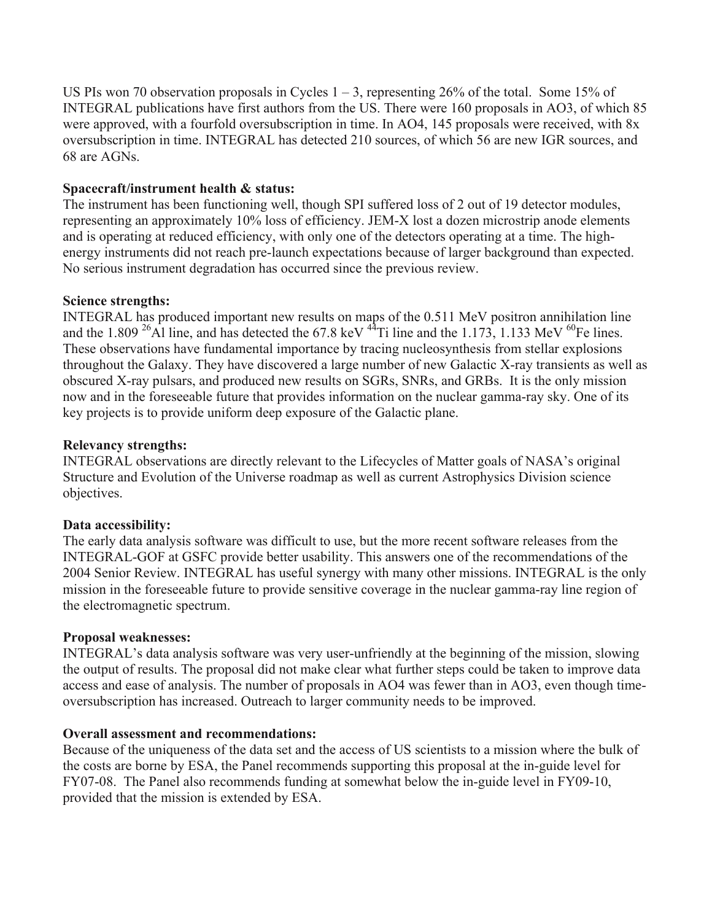US PIs won 70 observation proposals in Cycles 1 – 3, representing 26% of the total. Some 15% of INTEGRAL publications have first authors from the US. There were 160 proposals in AO3, of which 85 were approved, with a fourfold oversubscription in time. In AO4, 145 proposals were received, with 8x oversubscription in time. INTEGRAL has detected 210 sources, of which 56 are new IGR sources, and 68 are AGNs.

**Spacecraft/instrument health & status:**
The instrument has been functioning well, though SPI suffered loss of 2 out of 19 detector modules, representing an approximately 10% loss of efficiency. JEM-X lost a dozen microstrip anode elements and is operating at reduced efficiency, with only one of the detectors operating at a time. The high-energy instruments did not reach pre-launch expectations because of larger background than expected. No serious instrument degradation has occurred since the previous review.

**Science strengths:**
INTEGRAL has produced important new results on maps of the 0.511 MeV positron annihilation line and the 1.809 $^{26}$Al line, and has detected the 67.8 keV $^{44}$Ti line and the 1.173, 1.133 MeV $^{60}$Fe lines. These observations have fundamental importance by tracing nucleosynthesis from stellar explosions throughout the Galaxy. They have discovered a large number of new Galactic X-ray transients as well as obscured X-ray pulsars, and produced new results on SGRs, SNRs, and GRBs. It is the only mission now and in the foreseeable future that provides information on the nuclear gamma-ray sky. One of its key projects is to provide uniform deep exposure of the Galactic plane.

**Relevancy strengths:**
INTEGRAL observations are directly relevant to the Lifecycles of Matter goals of NASA's original Structure and Evolution of the Universe roadmap as well as current Astrophysics Division science objectives.

**Data accessibility:**
The early data analysis software was difficult to use, but the more recent software releases from the INTEGRAL-GOF at GSFC provide better usability. This answers one of the recommendations of the 2004 Senior Review. INTEGRAL has useful synergy with many other missions. INTEGRAL is the only mission in the foreseeable future to provide sensitive coverage in the nuclear gamma-ray line region of the electromagnetic spectrum.

**Proposal weaknesses:**
INTEGRAL's data analysis software was very user-unfriendly at the beginning of the mission, slowing the output of results. The proposal did not make clear what further steps could be taken to improve data access and ease of analysis. The number of proposals in AO4 was fewer than in AO3, even though time-oversubscription has increased. Outreach to larger community needs to be improved.

**Overall assessment and recommendations:**
Because of the uniqueness of the data set and the access of US scientists to a mission where the bulk of the costs are borne by ESA, the Panel recommends supporting this proposal at the in-guide level for FY07-08. The Panel also recommends funding at somewhat below the in-guide level in FY09-10, provided that the mission is extended by ESA.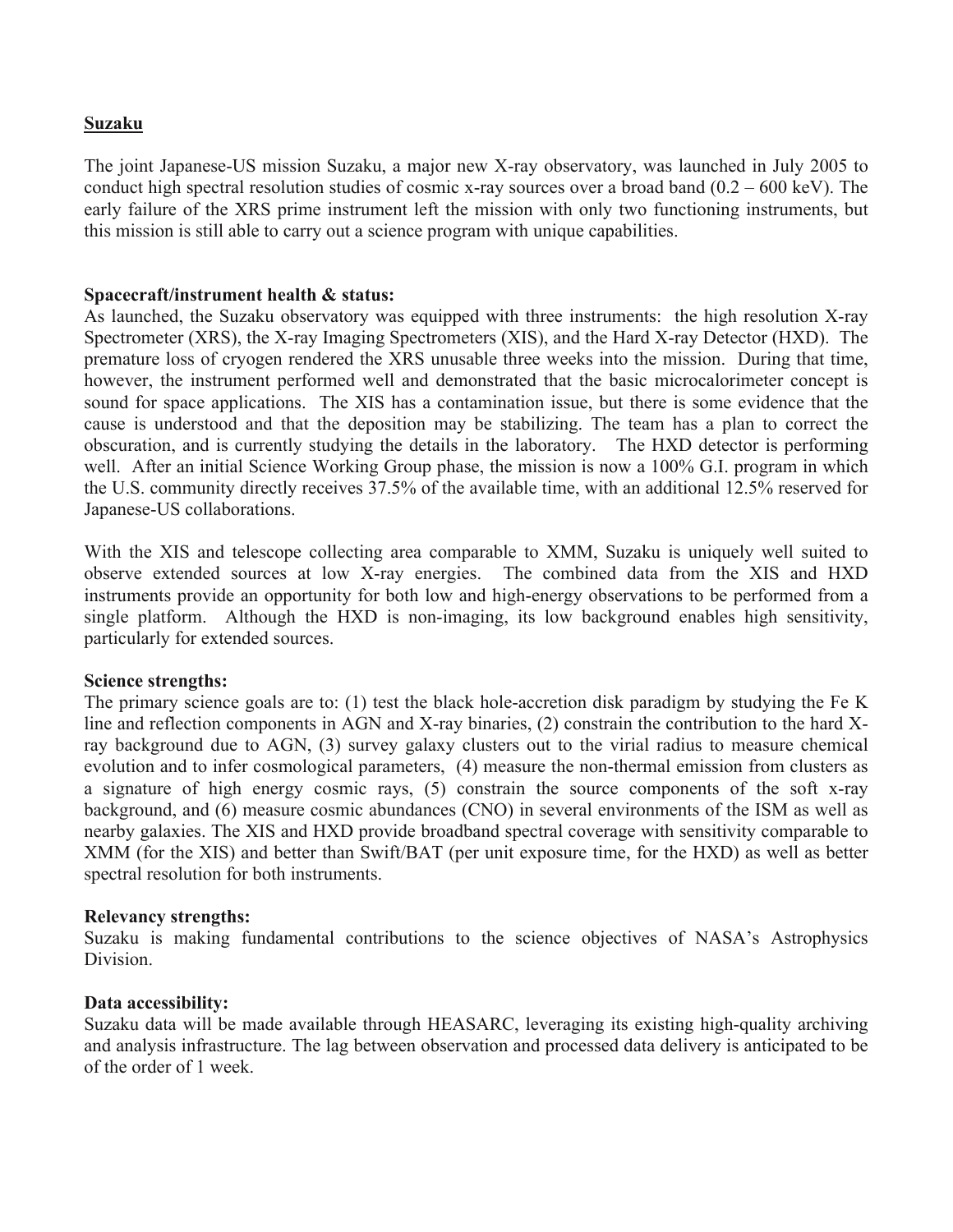## <u>Suzaku</u>

The joint Japanese-US mission Suzaku, a major new X-ray observatory, was launched in July 2005 to conduct high spectral resolution studies of cosmic x-ray sources over a broad band (0.2 – 600 keV). The early failure of the XRS prime instrument left the mission with only two functioning instruments, but this mission is still able to carry out a science program with unique capabilities.

**Spacecraft/instrument health & status:**
As launched, the Suzaku observatory was equipped with three instruments: the high resolution X-ray Spectrometer (XRS), the X-ray Imaging Spectrometers (XIS), and the Hard X-ray Detector (HXD). The premature loss of cryogen rendered the XRS unusable three weeks into the mission. During that time, however, the instrument performed well and demonstrated that the basic microcalorimeter concept is sound for space applications. The XIS has a contamination issue, but there is some evidence that the cause is understood and that the deposition may be stabilizing. The team has a plan to correct the obscuration, and is currently studying the details in the laboratory. The HXD detector is performing well. After an initial Science Working Group phase, the mission is now a 100% G.I. program in which the U.S. community directly receives 37.5% of the available time, with an additional 12.5% reserved for Japanese-US collaborations.

With the XIS and telescope collecting area comparable to XMM, Suzaku is uniquely well suited to observe extended sources at low X-ray energies. The combined data from the XIS and HXD instruments provide an opportunity for both low and high-energy observations to be performed from a single platform. Although the HXD is non-imaging, its low background enables high sensitivity, particularly for extended sources.

**Science strengths:**
The primary science goals are to: (1) test the black hole-accretion disk paradigm by studying the Fe K line and reflection components in AGN and X-ray binaries, (2) constrain the contribution to the hard X-ray background due to AGN, (3) survey galaxy clusters out to the virial radius to measure chemical evolution and to infer cosmological parameters, (4) measure the non-thermal emission from clusters as a signature of high energy cosmic rays, (5) constrain the source components of the soft x-ray background, and (6) measure cosmic abundances (CNO) in several environments of the ISM as well as nearby galaxies. The XIS and HXD provide broadband spectral coverage with sensitivity comparable to XMM (for the XIS) and better than Swift/BAT (per unit exposure time, for the HXD) as well as better spectral resolution for both instruments.

**Relevancy strengths:**
Suzaku is making fundamental contributions to the science objectives of NASA's Astrophysics Division.

**Data accessibility:**
Suzaku data will be made available through HEASARC, leveraging its existing high-quality archiving and analysis infrastructure. The lag between observation and processed data delivery is anticipated to be of the order of 1 week.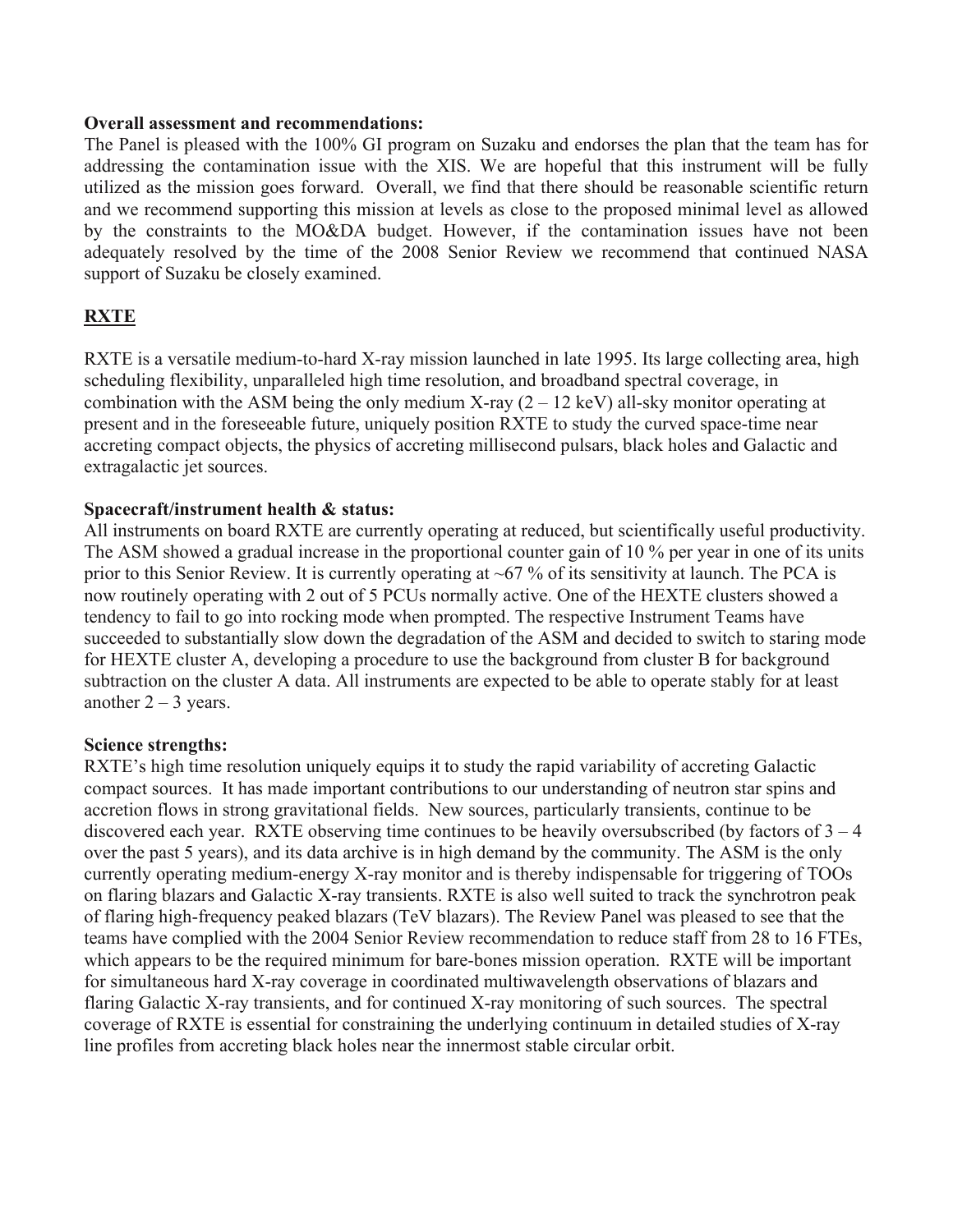**Overall assessment and recommendations:**
The Panel is pleased with the 100% GI program on Suzaku and endorses the plan that the team has for addressing the contamination issue with the XIS. We are hopeful that this instrument will be fully utilized as the mission goes forward. Overall, we find that there should be reasonable scientific return and we recommend supporting this mission at levels as close to the proposed minimal level as allowed by the constraints to the MO&DA budget. However, if the contamination issues have not been adequately resolved by the time of the 2008 Senior Review we recommend that continued NASA support of Suzaku be closely examined.

## RXTE

RXTE is a versatile medium-to-hard X-ray mission launched in late 1995. Its large collecting area, high scheduling flexibility, unparalleled high time resolution, and broadband spectral coverage, in combination with the ASM being the only medium X-ray (2 – 12 keV) all-sky monitor operating at present and in the foreseeable future, uniquely position RXTE to study the curved space-time near accreting compact objects, the physics of accreting millisecond pulsars, black holes and Galactic and extragalactic jet sources.

**Spacecraft/instrument health & status:**
All instruments on board RXTE are currently operating at reduced, but scientifically useful productivity. The ASM showed a gradual increase in the proportional counter gain of 10 % per year in one of its units prior to this Senior Review. It is currently operating at ~67 % of its sensitivity at launch. The PCA is now routinely operating with 2 out of 5 PCUs normally active. One of the HEXTE clusters showed a tendency to fail to go into rocking mode when prompted. The respective Instrument Teams have succeeded to substantially slow down the degradation of the ASM and decided to switch to staring mode for HEXTE cluster A, developing a procedure to use the background from cluster B for background subtraction on the cluster A data. All instruments are expected to be able to operate stably for at least another 2 – 3 years.

**Science strengths:**
RXTE's high time resolution uniquely equips it to study the rapid variability of accreting Galactic compact sources. It has made important contributions to our understanding of neutron star spins and accretion flows in strong gravitational fields. New sources, particularly transients, continue to be discovered each year. RXTE observing time continues to be heavily oversubscribed (by factors of 3 – 4 over the past 5 years), and its data archive is in high demand by the community. The ASM is the only currently operating medium-energy X-ray monitor and is thereby indispensable for triggering of TOOs on flaring blazars and Galactic X-ray transients. RXTE is also well suited to track the synchrotron peak of flaring high-frequency peaked blazars (TeV blazars). The Review Panel was pleased to see that the teams have complied with the 2004 Senior Review recommendation to reduce staff from 28 to 16 FTEs, which appears to be the required minimum for bare-bones mission operation. RXTE will be important for simultaneous hard X-ray coverage in coordinated multiwavelength observations of blazars and flaring Galactic X-ray transients, and for continued X-ray monitoring of such sources. The spectral coverage of RXTE is essential for constraining the underlying continuum in detailed studies of X-ray line profiles from accreting black holes near the innermost stable circular orbit.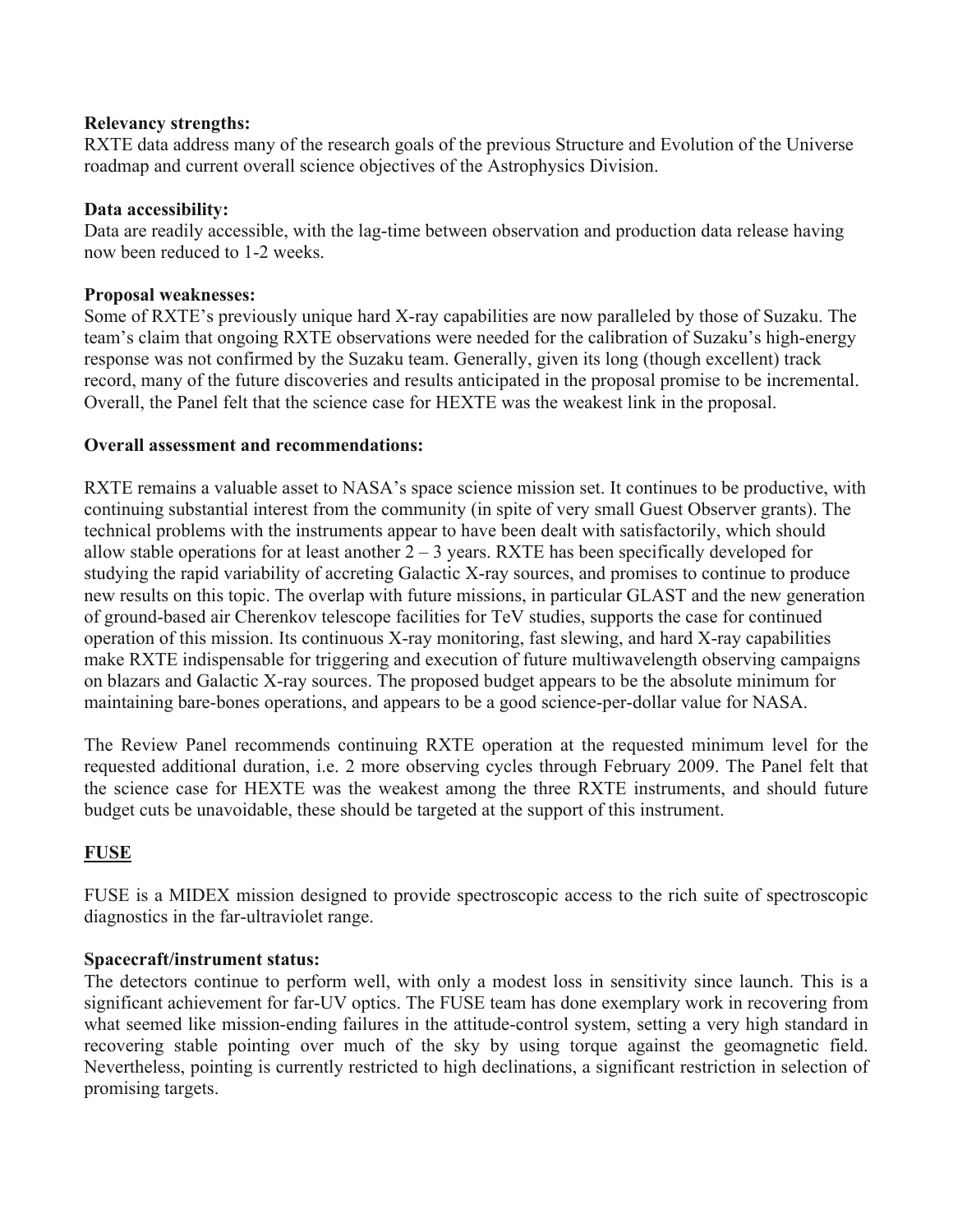**Relevancy strengths:**
RXTE data address many of the research goals of the previous Structure and Evolution of the Universe roadmap and current overall science objectives of the Astrophysics Division.

**Data accessibility:**
Data are readily accessible, with the lag-time between observation and production data release having now been reduced to 1-2 weeks.

**Proposal weaknesses:**
Some of RXTE's previously unique hard X-ray capabilities are now paralleled by those of Suzaku. The team's claim that ongoing RXTE observations were needed for the calibration of Suzaku's high-energy response was not confirmed by the Suzaku team. Generally, given its long (though excellent) track record, many of the future discoveries and results anticipated in the proposal promise to be incremental. Overall, the Panel felt that the science case for HEXTE was the weakest link in the proposal.

**Overall assessment and recommendations:**

RXTE remains a valuable asset to NASA's space science mission set. It continues to be productive, with continuing substantial interest from the community (in spite of very small Guest Observer grants). The technical problems with the instruments appear to have been dealt with satisfactorily, which should allow stable operations for at least another 2 – 3 years. RXTE has been specifically developed for studying the rapid variability of accreting Galactic X-ray sources, and promises to continue to produce new results on this topic. The overlap with future missions, in particular GLAST and the new generation of ground-based air Cherenkov telescope facilities for TeV studies, supports the case for continued operation of this mission. Its continuous X-ray monitoring, fast slewing, and hard X-ray capabilities make RXTE indispensable for triggering and execution of future multiwavelength observing campaigns on blazars and Galactic X-ray sources. The proposed budget appears to be the absolute minimum for maintaining bare-bones operations, and appears to be a good science-per-dollar value for NASA.

The Review Panel recommends continuing RXTE operation at the requested minimum level for the requested additional duration, i.e. 2 more observing cycles through February 2009. The Panel felt that the science case for HEXTE was the weakest among the three RXTE instruments, and should future budget cuts be unavoidable, these should be targeted at the support of this instrument.

## FUSE

FUSE is a MIDEX mission designed to provide spectroscopic access to the rich suite of spectroscopic diagnostics in the far-ultraviolet range.

**Spacecraft/instrument status:**
The detectors continue to perform well, with only a modest loss in sensitivity since launch. This is a significant achievement for far-UV optics. The FUSE team has done exemplary work in recovering from what seemed like mission-ending failures in the attitude-control system, setting a very high standard in recovering stable pointing over much of the sky by using torque against the geomagnetic field. Nevertheless, pointing is currently restricted to high declinations, a significant restriction in selection of promising targets.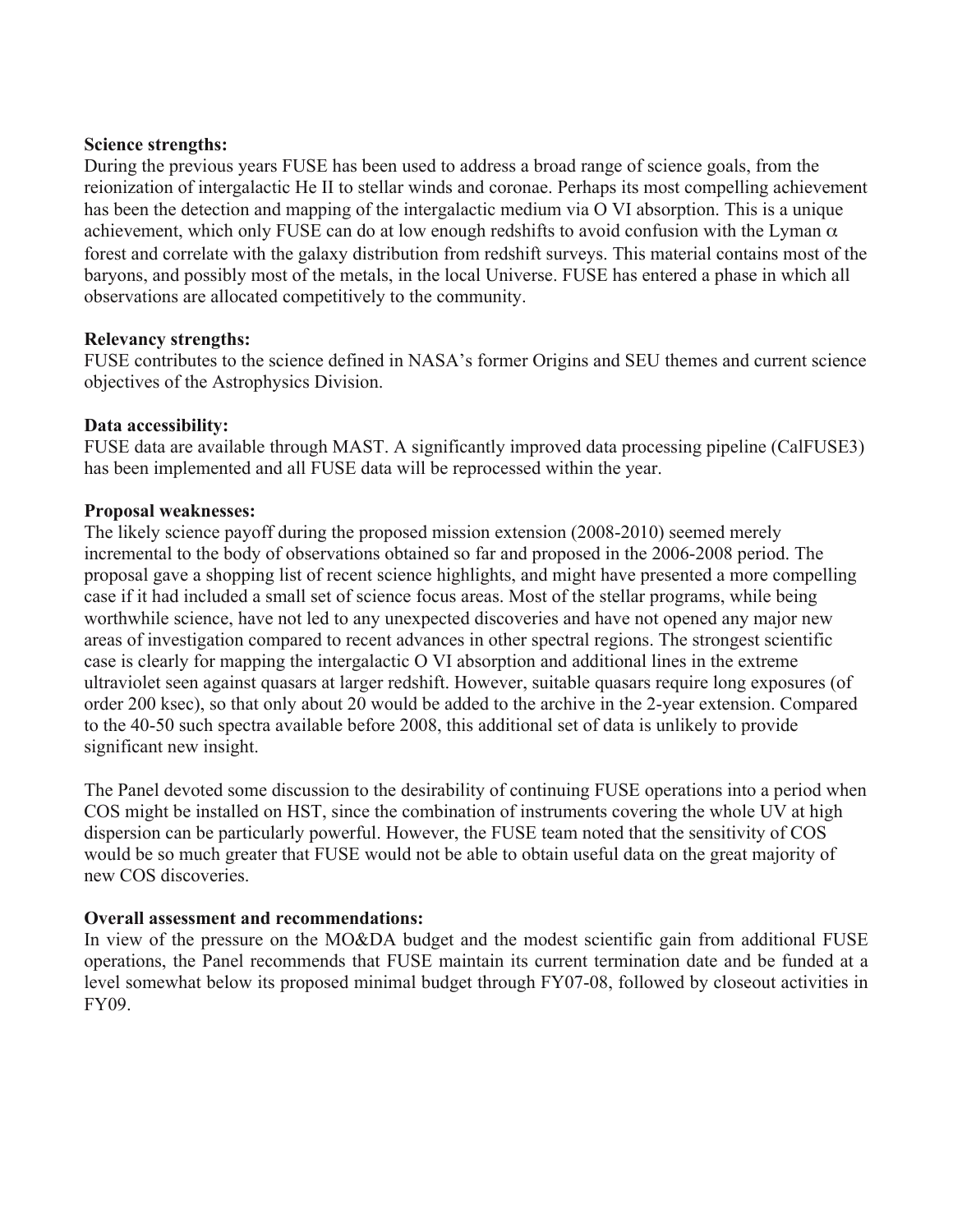**Science strengths:**
During the previous years FUSE has been used to address a broad range of science goals, from the reionization of intergalactic He II to stellar winds and coronae. Perhaps its most compelling achievement has been the detection and mapping of the intergalactic medium via O VI absorption. This is a unique achievement, which only FUSE can do at low enough redshifts to avoid confusion with the Lyman $\alpha$ forest and correlate with the galaxy distribution from redshift surveys. This material contains most of the baryons, and possibly most of the metals, in the local Universe. FUSE has entered a phase in which all observations are allocated competitively to the community.

**Relevancy strengths:**
FUSE contributes to the science defined in NASA's former Origins and SEU themes and current science objectives of the Astrophysics Division.

**Data accessibility:**
FUSE data are available through MAST. A significantly improved data processing pipeline (CalFUSE3) has been implemented and all FUSE data will be reprocessed within the year.

**Proposal weaknesses:**
The likely science payoff during the proposed mission extension (2008-2010) seemed merely incremental to the body of observations obtained so far and proposed in the 2006-2008 period. The proposal gave a shopping list of recent science highlights, and might have presented a more compelling case if it had included a small set of science focus areas. Most of the stellar programs, while being worthwhile science, have not led to any unexpected discoveries and have not opened any major new areas of investigation compared to recent advances in other spectral regions. The strongest scientific case is clearly for mapping the intergalactic O VI absorption and additional lines in the extreme ultraviolet seen against quasars at larger redshift. However, suitable quasars require long exposures (of order 200 ksec), so that only about 20 would be added to the archive in the 2-year extension. Compared to the 40-50 such spectra available before 2008, this additional set of data is unlikely to provide significant new insight.

The Panel devoted some discussion to the desirability of continuing FUSE operations into a period when COS might be installed on HST, since the combination of instruments covering the whole UV at high dispersion can be particularly powerful. However, the FUSE team noted that the sensitivity of COS would be so much greater that FUSE would not be able to obtain useful data on the great majority of new COS discoveries.

**Overall assessment and recommendations:**
In view of the pressure on the MO&DA budget and the modest scientific gain from additional FUSE operations, the Panel recommends that FUSE maintain its current termination date and be funded at a level somewhat below its proposed minimal budget through FY07-08, followed by closeout activities in FY09.